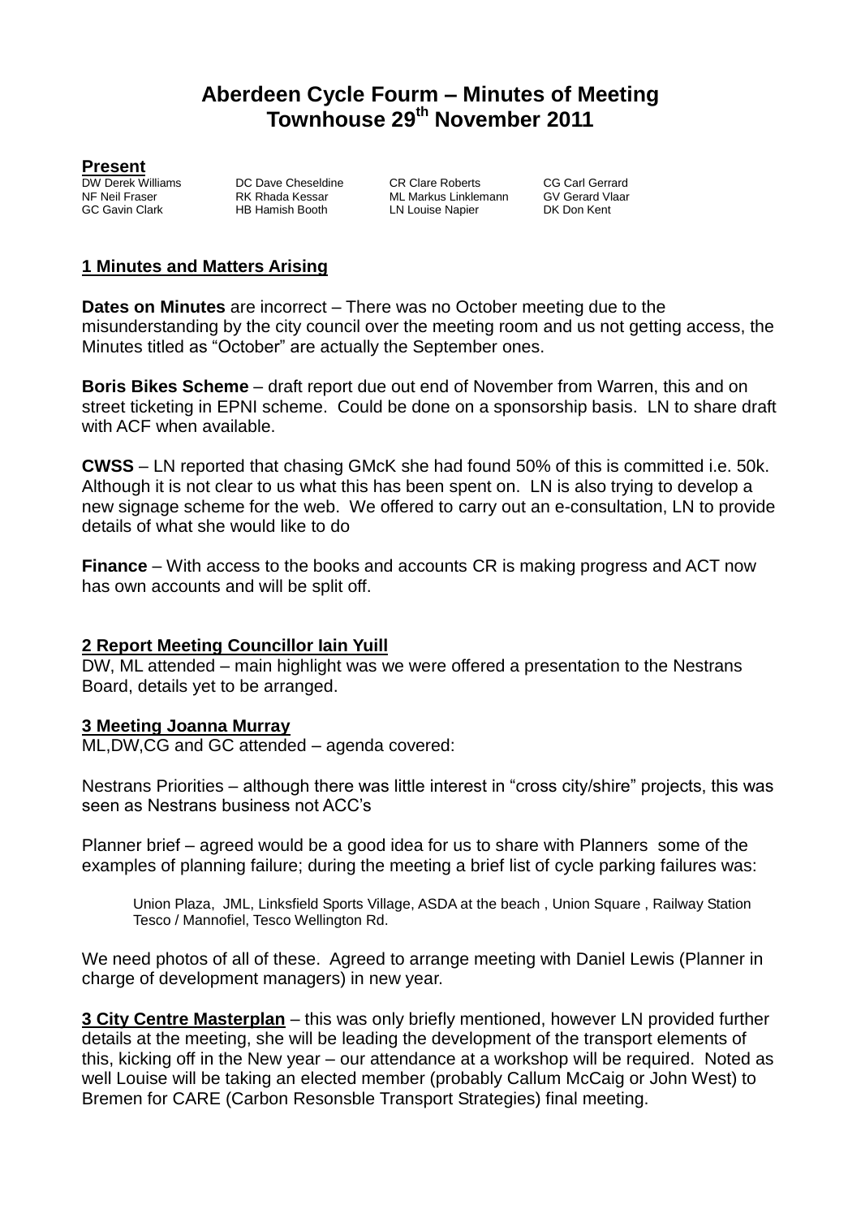# Aberdeen Cycle Fourm – Minutes of Meeting Townhouse 29th November 2011

## Present

| | | | |
|---|---|---|---|
| DW Derek Williams | DC Dave Cheseldine | CR Clare Roberts | CG Carl Gerrard |
| NF Neil Fraser | RK Rhada Kessar | ML Markus Linklemann | GV Gerard Vlaar |
| GC Gavin Clark | HB Hamish Booth | LN Louise Napier | DK Don Kent |

## 1 Minutes and Matters Arising

**Dates on Minutes** are incorrect – There was no October meeting due to the misunderstanding by the city council over the meeting room and us not getting access, the Minutes titled as "October" are actually the September ones.

**Boris Bikes Scheme** – draft report due out end of November from Warren, this and on street ticketing in EPNI scheme. Could be done on a sponsorship basis. LN to share draft with ACF when available.

**CWSS** – LN reported that chasing GMcK she had found 50% of this is committed i.e. 50k. Although it is not clear to us what this has been spent on. LN is also trying to develop a new signage scheme for the web. We offered to carry out an e-consultation, LN to provide details of what she would like to do

**Finance** – With access to the books and accounts CR is making progress and ACT now has own accounts and will be split off.

## 2 Report Meeting Councillor Iain Yuill

DW, ML attended – main highlight was we were offered a presentation to the Nestrans Board, details yet to be arranged.

## 3 Meeting Joanna Murray

ML,DW,CG and GC attended – agenda covered:

Nestrans Priorities – although there was little interest in "cross city/shire" projects, this was seen as Nestrans business not ACC's

Planner brief – agreed would be a good idea for us to share with Planners some of the examples of planning failure; during the meeting a brief list of cycle parking failures was:

> Union Plaza, JML, Linksfield Sports Village, ASDA at the beach , Union Square , Railway Station Tesco / Mannofiel, Tesco Wellington Rd.

We need photos of all of these. Agreed to arrange meeting with Daniel Lewis (Planner in charge of development managers) in new year.

**3 City Centre Masterplan** – this was only briefly mentioned, however LN provided further details at the meeting, she will be leading the development of the transport elements of this, kicking off in the New year – our attendance at a workshop will be required. Noted as well Louise will be taking an elected member (probably Callum McCaig or John West) to Bremen for CARE (Carbon Resonsble Transport Strategies) final meeting.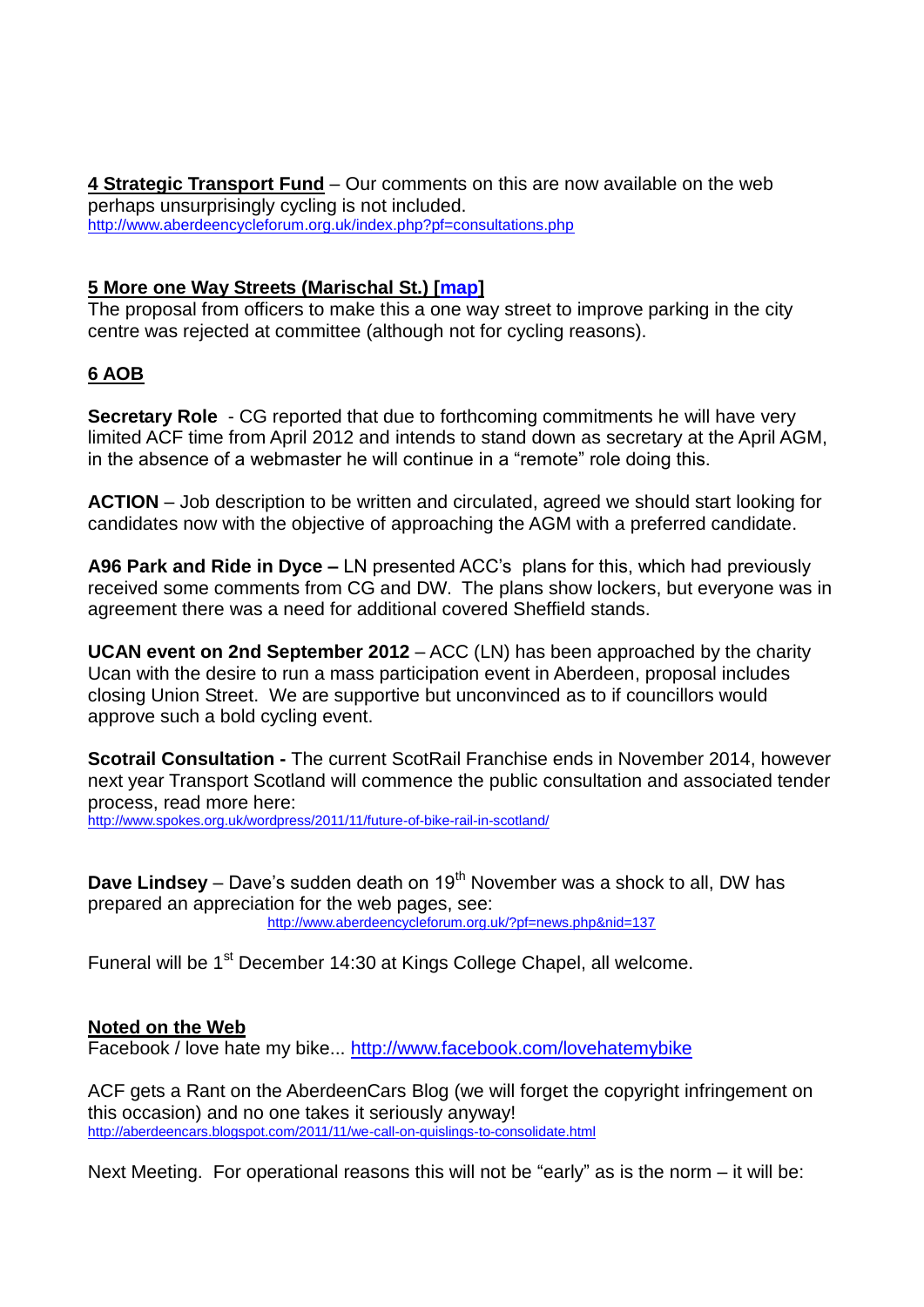**4 Strategic Transport Fund** – Our comments on this are now available on the web perhaps unsurprisingly cycling is not included.
http://www.aberdeencycleforum.org.uk/index.php?pf=consultations.php

**5 More one Way Streets (Marischal St.) [map]**
The proposal from officers to make this a one way street to improve parking in the city centre was rejected at committee (although not for cycling reasons).

**6 AOB**

**Secretary Role** - CG reported that due to forthcoming commitments he will have very limited ACF time from April 2012 and intends to stand down as secretary at the April AGM, in the absence of a webmaster he will continue in a "remote" role doing this.

**ACTION** – Job description to be written and circulated, agreed we should start looking for candidates now with the objective of approaching the AGM with a preferred candidate.

**A96 Park and Ride in Dyce –** LN presented ACC's plans for this, which had previously received some comments from CG and DW. The plans show lockers, but everyone was in agreement there was a need for additional covered Sheffield stands.

**UCAN event on 2nd September 2012** – ACC (LN) has been approached by the charity Ucan with the desire to run a mass participation event in Aberdeen, proposal includes closing Union Street. We are supportive but unconvinced as to if councillors would approve such a bold cycling event.

**Scotrail Consultation -** The current ScotRail Franchise ends in November 2014, however next year Transport Scotland will commence the public consultation and associated tender process, read more here:
http://www.spokes.org.uk/wordpress/2011/11/future-of-bike-rail-in-scotland/

**Dave Lindsey** – Dave's sudden death on 19th November was a shock to all, DW has prepared an appreciation for the web pages, see:
http://www.aberdeencycleforum.org.uk/?pf=news.php&nid=137

Funeral will be 1st December 14:30 at Kings College Chapel, all welcome.

**Noted on the Web**
Facebook / love hate my bike... http://www.facebook.com/lovehatemybike

ACF gets a Rant on the AberdeenCars Blog (we will forget the copyright infringement on this occasion) and no one takes it seriously anyway!
http://aberdeencars.blogspot.com/2011/11/we-call-on-quislings-to-consolidate.html

Next Meeting. For operational reasons this will not be "early" as is the norm – it will be: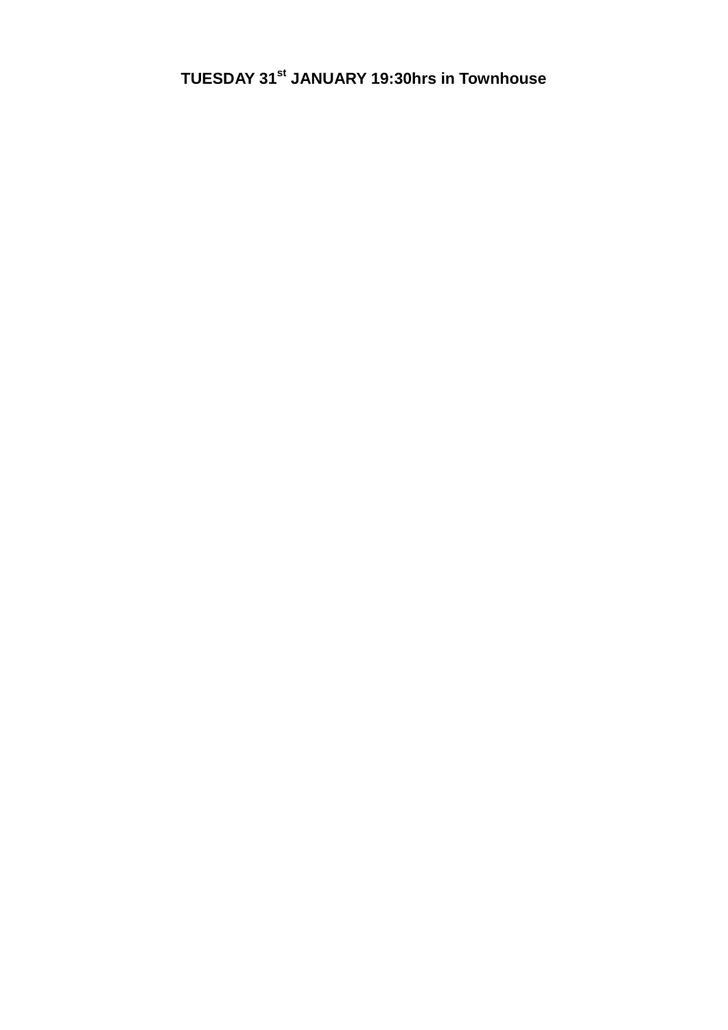**TUESDAY 31st JANUARY 19:30hrs in Townhouse**